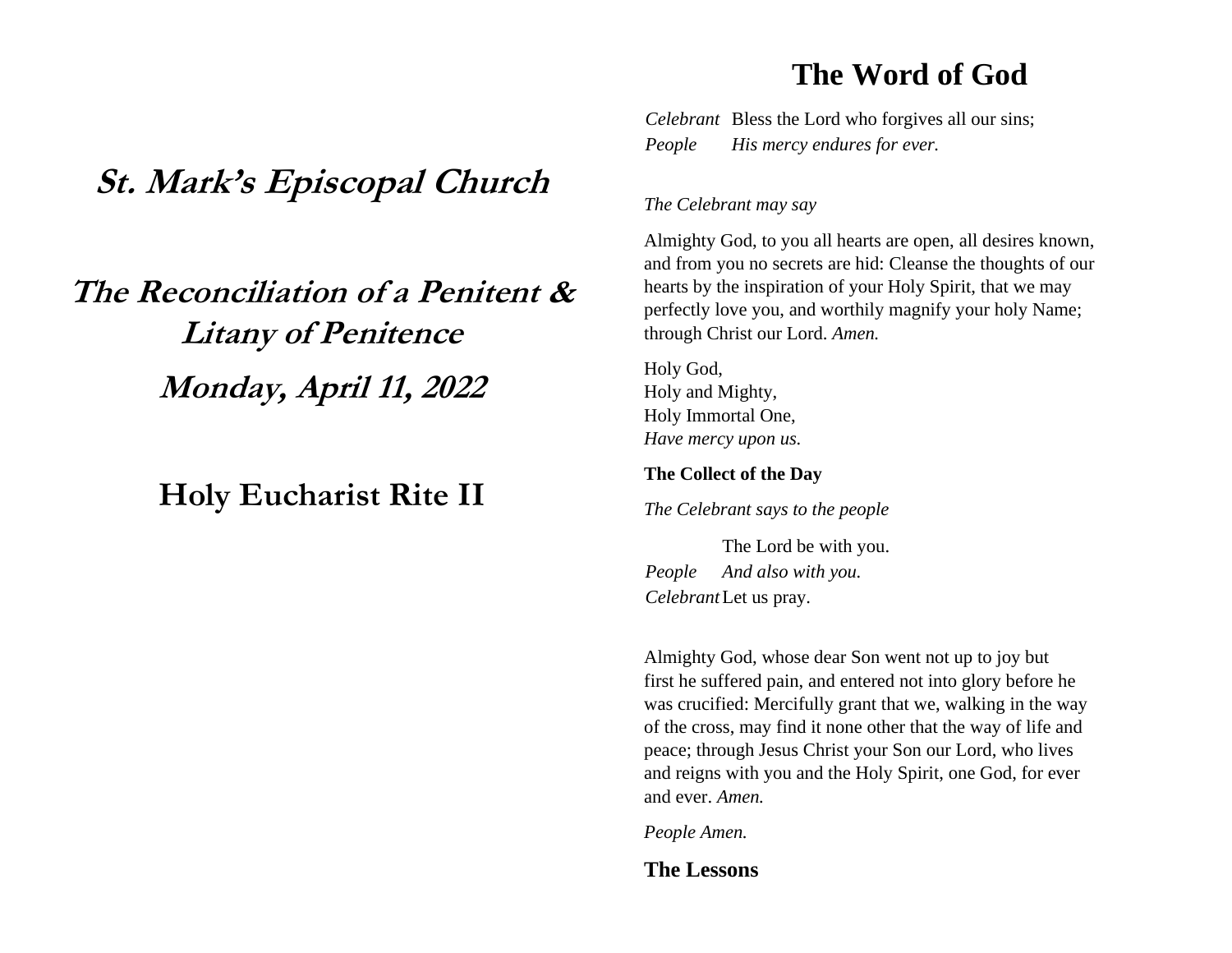# St. Mark's Episcopal Church

# The Reconciliation of a Penitent & Litany of Penitence

## Monday, April 11, 2022

## Holy Eucharist Rite II

# The Word of God

*Celebrant* Bless the Lord who forgives all our sins;
*People* *His mercy endures for ever.*

*The Celebrant may say*

Almighty God, to you all hearts are open, all desires known, and from you no secrets are hid: Cleanse the thoughts of our hearts by the inspiration of your Holy Spirit, that we may perfectly love you, and worthily magnify your holy Name; through Christ our Lord. *Amen.*

Holy God,
Holy and Mighty,
Holy Immortal One,
*Have mercy upon us.*

**The Collect of the Day**

*The Celebrant says to the people*

The Lord be with you.
*People* *And also with you.*
*Celebrant* Let us pray.

Almighty God, whose dear Son went not up to joy but first he suffered pain, and entered not into glory before he was crucified: Mercifully grant that we, walking in the way of the cross, may find it none other that the way of life and peace; through Jesus Christ your Son our Lord, who lives and reigns with you and the Holy Spirit, one God, for ever and ever. *Amen.*

*People Amen.*

**The Lessons**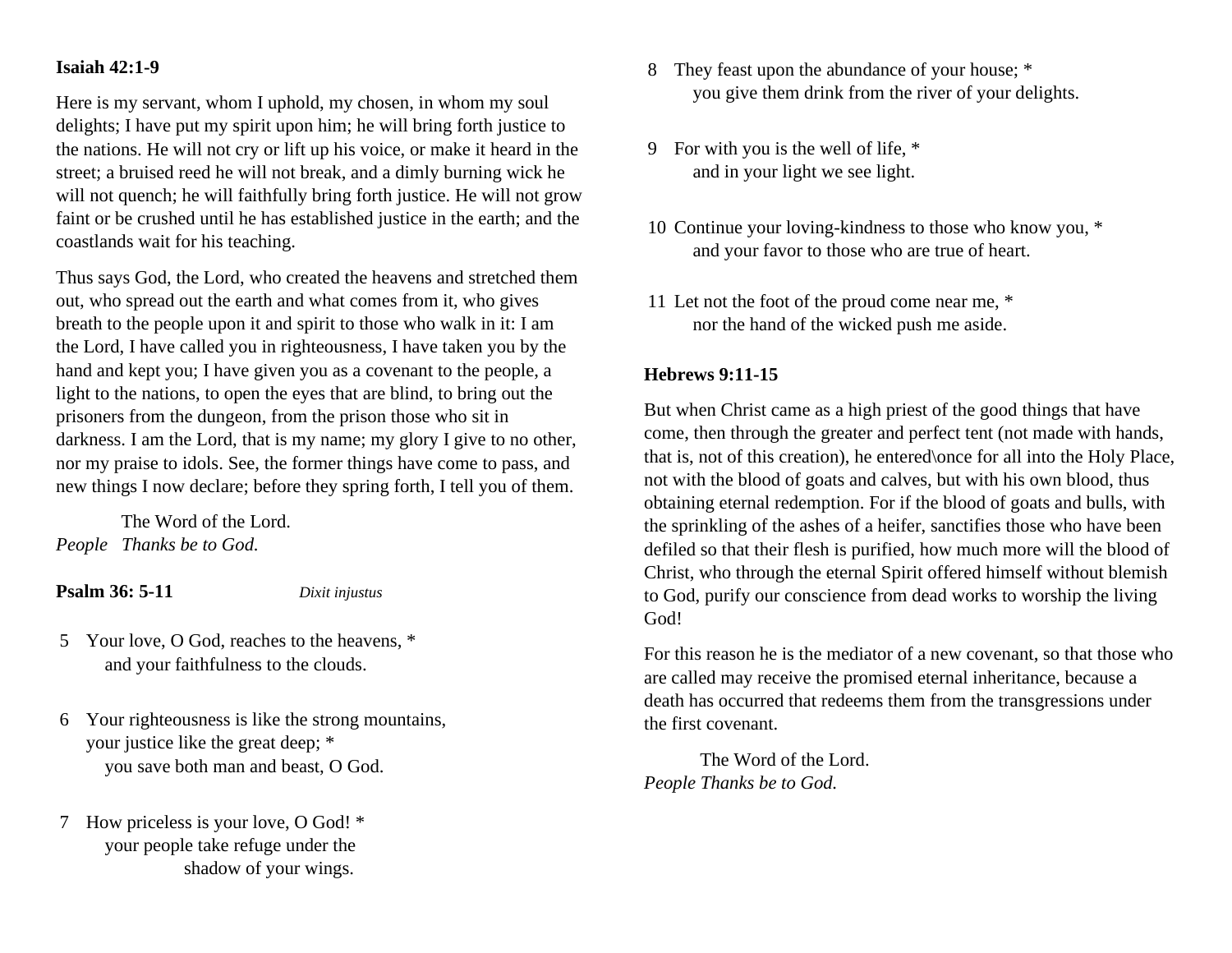**Isaiah 42:1-9**

Here is my servant, whom I uphold, my chosen, in whom my soul delights; I have put my spirit upon him; he will bring forth justice to the nations. He will not cry or lift up his voice, or make it heard in the street; a bruised reed he will not break, and a dimly burning wick he will not quench; he will faithfully bring forth justice. He will not grow faint or be crushed until he has established justice in the earth; and the coastlands wait for his teaching.

Thus says God, the Lord, who created the heavens and stretched them out, who spread out the earth and what comes from it, who gives breath to the people upon it and spirit to those who walk in it: I am the Lord, I have called you in righteousness, I have taken you by the hand and kept you; I have given you as a covenant to the people, a light to the nations, to open the eyes that are blind, to bring out the prisoners from the dungeon, from the prison those who sit in darkness. I am the Lord, that is my name; my glory I give to no other, nor my praise to idols. See, the former things have come to pass, and new things I now declare; before they spring forth, I tell you of them.

The Word of the Lord.
*People Thanks be to God.*

**Psalm 36: 5-11** *Dixit injustus*

5 Your love, O God, reaches to the heavens, *
and your faithfulness to the clouds.

6 Your righteousness is like the strong mountains,
your justice like the great deep; *
you save both man and beast, O God.

7 How priceless is your love, O God! *
your people take refuge under the
shadow of your wings.

8 They feast upon the abundance of your house; *
you give them drink from the river of your delights.

9 For with you is the well of life, *
and in your light we see light.

10 Continue your loving-kindness to those who know you, *
and your favor to those who are true of heart.

11 Let not the foot of the proud come near me, *
nor the hand of the wicked push me aside.

**Hebrews 9:11-15**

But when Christ came as a high priest of the good things that have come, then through the greater and perfect tent (not made with hands, that is, not of this creation), he entered\once for all into the Holy Place, not with the blood of goats and calves, but with his own blood, thus obtaining eternal redemption. For if the blood of goats and bulls, with the sprinkling of the ashes of a heifer, sanctifies those who have been defiled so that their flesh is purified, how much more will the blood of Christ, who through the eternal Spirit offered himself without blemish to God, purify our conscience from dead works to worship the living God!

For this reason he is the mediator of a new covenant, so that those who are called may receive the promised eternal inheritance, because a death has occurred that redeems them from the transgressions under the first covenant.

The Word of the Lord.
*People Thanks be to God.*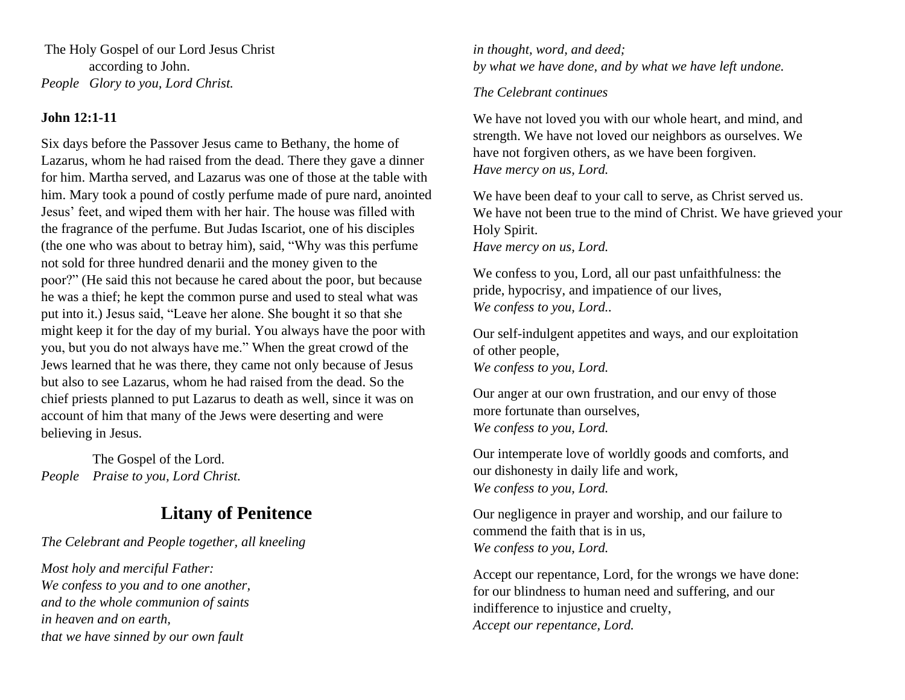The Holy Gospel of our Lord Jesus Christ
according to John.
*People* *Glory to you, Lord Christ.*

**John 12:1-11**

Six days before the Passover Jesus came to Bethany, the home of Lazarus, whom he had raised from the dead. There they gave a dinner for him. Martha served, and Lazarus was one of those at the table with him. Mary took a pound of costly perfume made of pure nard, anointed Jesus' feet, and wiped them with her hair. The house was filled with the fragrance of the perfume. But Judas Iscariot, one of his disciples (the one who was about to betray him), said, "Why was this perfume not sold for three hundred denarii and the money given to the poor?" (He said this not because he cared about the poor, but because he was a thief; he kept the common purse and used to steal what was put into it.) Jesus said, "Leave her alone. She bought it so that she might keep it for the day of my burial. You always have the poor with you, but you do not always have me." When the great crowd of the Jews learned that he was there, they came not only because of Jesus but also to see Lazarus, whom he had raised from the dead. So the chief priests planned to put Lazarus to death as well, since it was on account of him that many of the Jews were deserting and were believing in Jesus.

The Gospel of the Lord.
*People* *Praise to you, Lord Christ.*

## Litany of Penitence

*The Celebrant and People together, all kneeling*

*Most holy and merciful Father:*
*We confess to you and to one another,*
*and to the whole communion of saints*
*in heaven and on earth,*
*that we have sinned by our own fault*
*in thought, word, and deed;*
*by what we have done, and by what we have left undone.*

*The Celebrant continues*

We have not loved you with our whole heart, and mind, and strength. We have not loved our neighbors as ourselves. We have not forgiven others, as we have been forgiven.
*Have mercy on us, Lord.*

We have been deaf to your call to serve, as Christ served us. We have not been true to the mind of Christ. We have grieved your Holy Spirit.
*Have mercy on us, Lord.*

We confess to you, Lord, all our past unfaithfulness: the pride, hypocrisy, and impatience of our lives,
*We confess to you, Lord..*

Our self-indulgent appetites and ways, and our exploitation of other people,
*We confess to you, Lord.*

Our anger at our own frustration, and our envy of those more fortunate than ourselves,
*We confess to you, Lord.*

Our intemperate love of worldly goods and comforts, and our dishonesty in daily life and work,
*We confess to you, Lord.*

Our negligence in prayer and worship, and our failure to commend the faith that is in us,
*We confess to you, Lord.*

Accept our repentance, Lord, for the wrongs we have done: for our blindness to human need and suffering, and our indifference to injustice and cruelty,
*Accept our repentance, Lord.*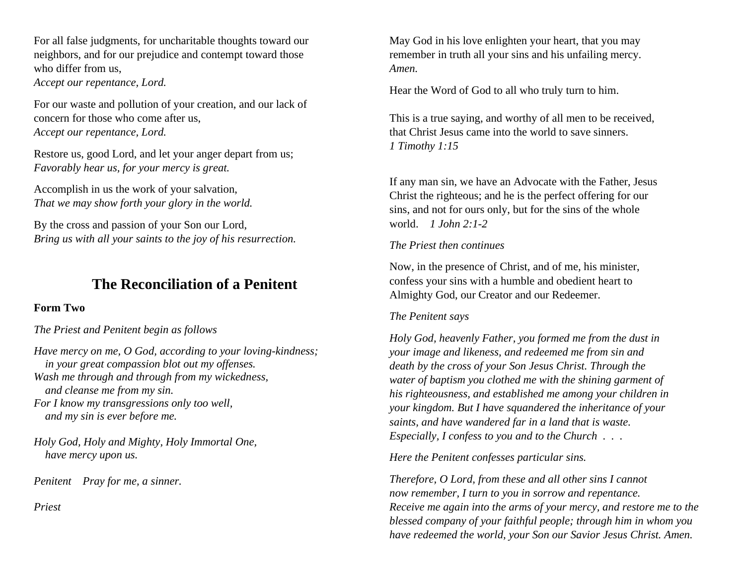For all false judgments, for uncharitable thoughts toward our neighbors, and for our prejudice and contempt toward those who differ from us,
*Accept our repentance, Lord.*

For our waste and pollution of your creation, and our lack of concern for those who come after us,
*Accept our repentance, Lord.*

Restore us, good Lord, and let your anger depart from us;
*Favorably hear us, for your mercy is great.*

Accomplish in us the work of your salvation,
*That we may show forth your glory in the world.*

By the cross and passion of your Son our Lord,
*Bring us with all your saints to the joy of his resurrection.*

## The Reconciliation of a Penitent

**Form Two**

*The Priest and Penitent begin as follows*

*Have mercy on me, O God, according to your loving-kindness;*
*in your great compassion blot out my offenses.*
*Wash me through and through from my wickedness,*
*and cleanse me from my sin.*
*For I know my transgressions only too well,*
*and my sin is ever before me.*

*Holy God, Holy and Mighty, Holy Immortal One,*
*have mercy upon us.*

*Penitent* *Pray for me, a sinner.*

*Priest*

May God in his love enlighten your heart, that you may remember in truth all your sins and his unfailing mercy.
*Amen.*

Hear the Word of God to all who truly turn to him.

This is a true saying, and worthy of all men to be received, that Christ Jesus came into the world to save sinners.
*1 Timothy 1:15*

If any man sin, we have an Advocate with the Father, Jesus Christ the righteous; and he is the perfect offering for our sins, and not for ours only, but for the sins of the whole world. *1 John 2:1-2*

*The Priest then continues*

Now, in the presence of Christ, and of me, his minister, confess your sins with a humble and obedient heart to Almighty God, our Creator and our Redeemer.

*The Penitent says*

*Holy God, heavenly Father, you formed me from the dust in your image and likeness, and redeemed me from sin and death by the cross of your Son Jesus Christ. Through the water of baptism you clothed me with the shining garment of his righteousness, and established me among your children in your kingdom. But I have squandered the inheritance of your saints, and have wandered far in a land that is waste. Especially, I confess to you and to the Church . . .*

*Here the Penitent confesses particular sins.*

*Therefore, O Lord, from these and all other sins I cannot now remember, I turn to you in sorrow and repentance. Receive me again into the arms of your mercy, and restore me to the blessed company of your faithful people; through him in whom you have redeemed the world, your Son our Savior Jesus Christ. Amen.*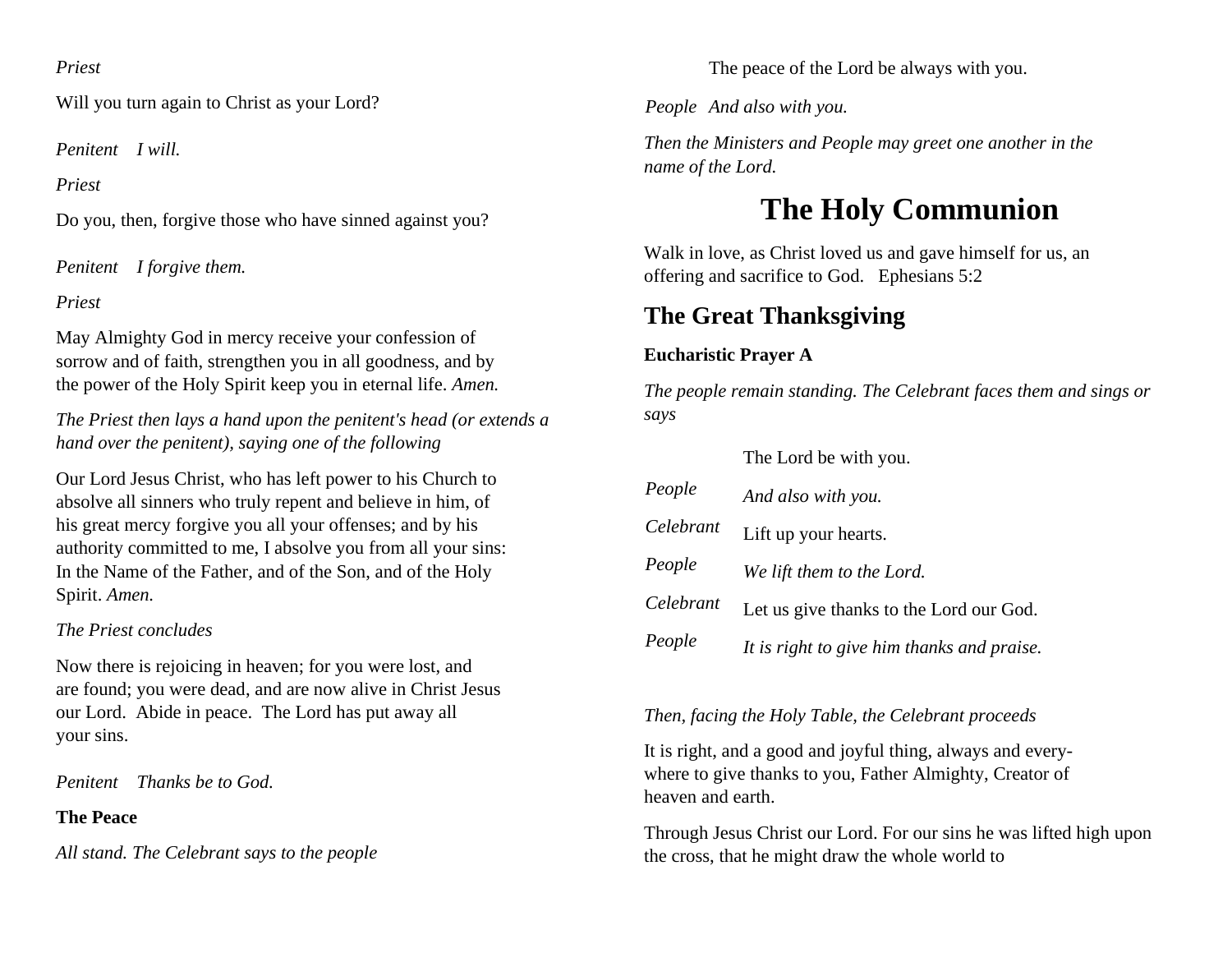*Priest*

Will you turn again to Christ as your Lord?

*Penitent* *I will.*

*Priest*

Do you, then, forgive those who have sinned against you?

*Penitent* *I forgive them.*

*Priest*

May Almighty God in mercy receive your confession of sorrow and of faith, strengthen you in all goodness, and by the power of the Holy Spirit keep you in eternal life. *Amen.*

*The Priest then lays a hand upon the penitent's head (or extends a hand over the penitent), saying one of the following*

Our Lord Jesus Christ, who has left power to his Church to absolve all sinners who truly repent and believe in him, of his great mercy forgive you all your offenses; and by his authority committed to me, I absolve you from all your sins: In the Name of the Father, and of the Son, and of the Holy Spirit. *Amen.*

*The Priest concludes*

Now there is rejoicing in heaven; for you were lost, and are found; you were dead, and are now alive in Christ Jesus our Lord. Abide in peace. The Lord has put away all your sins.

*Penitent* *Thanks be to God.*

**The Peace**

*All stand. The Celebrant says to the people*

The peace of the Lord be always with you.

*People* *And also with you.*

*Then the Ministers and People may greet one another in the name of the Lord.*

# The Holy Communion

Walk in love, as Christ loved us and gave himself for us, an offering and sacrifice to God. Ephesians 5:2

## The Great Thanksgiving

**Eucharistic Prayer A**

*The people remain standing. The Celebrant faces them and sings or says*

The Lord be with you.

*People* *And also with you.*

*Celebrant* Lift up your hearts.

*People* *We lift them to the Lord.*

*Celebrant* Let us give thanks to the Lord our God.

*People* *It is right to give him thanks and praise.*

*Then, facing the Holy Table, the Celebrant proceeds*

It is right, and a good and joyful thing, always and everywhere to give thanks to you, Father Almighty, Creator of heaven and earth.

Through Jesus Christ our Lord. For our sins he was lifted high upon the cross, that he might draw the whole world to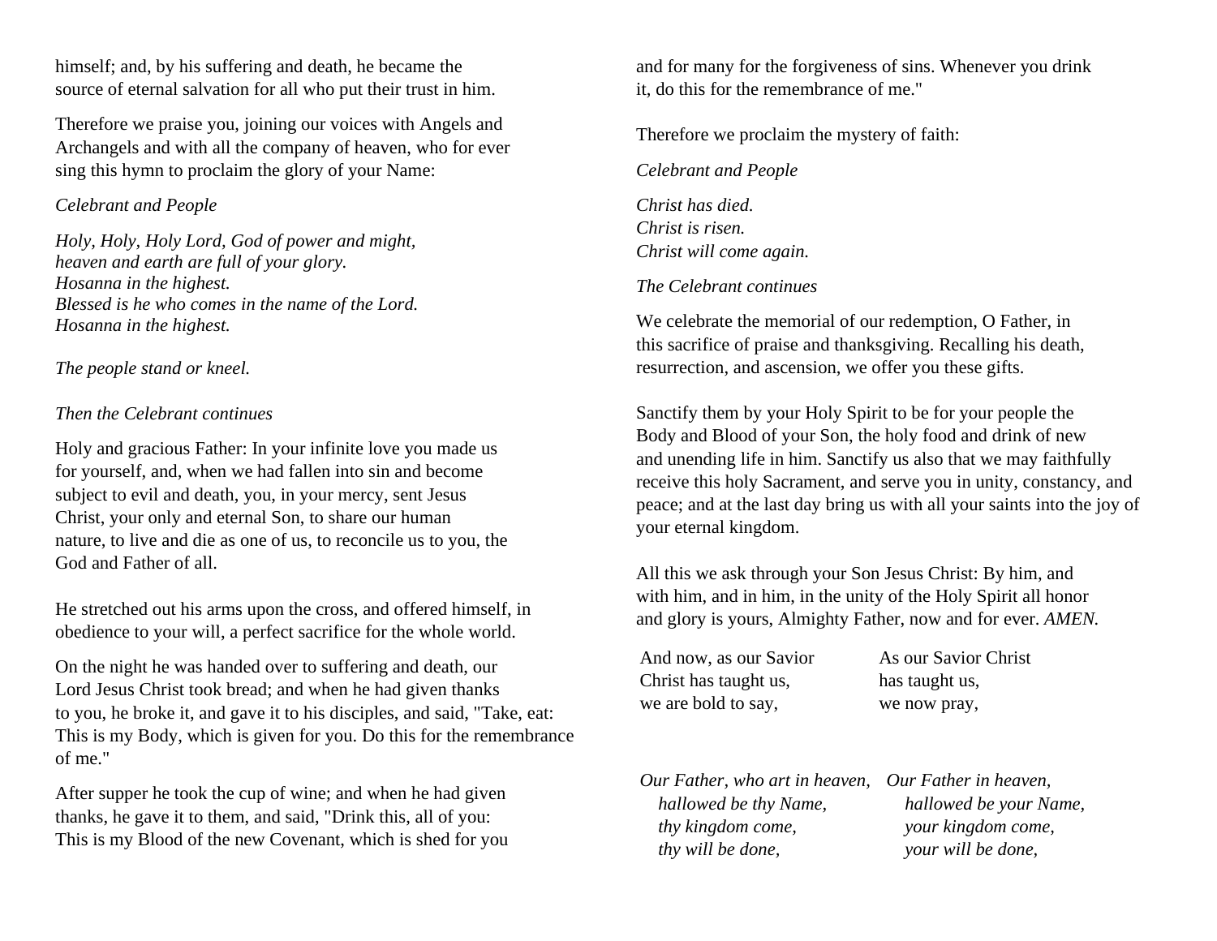himself; and, by his suffering and death, he became the source of eternal salvation for all who put their trust in him.

Therefore we praise you, joining our voices with Angels and Archangels and with all the company of heaven, who for ever sing this hymn to proclaim the glory of your Name:

*Celebrant and People*

*Holy, Holy, Holy Lord, God of power and might,*
*heaven and earth are full of your glory.*
*Hosanna in the highest.*
*Blessed is he who comes in the name of the Lord.*
*Hosanna in the highest.*

*The people stand or kneel.*

*Then the Celebrant continues*

Holy and gracious Father: In your infinite love you made us for yourself, and, when we had fallen into sin and become subject to evil and death, you, in your mercy, sent Jesus Christ, your only and eternal Son, to share our human nature, to live and die as one of us, to reconcile us to you, the God and Father of all.

He stretched out his arms upon the cross, and offered himself, in obedience to your will, a perfect sacrifice for the whole world.

On the night he was handed over to suffering and death, our Lord Jesus Christ took bread; and when he had given thanks to you, he broke it, and gave it to his disciples, and said, "Take, eat: This is my Body, which is given for you. Do this for the remembrance of me."

After supper he took the cup of wine; and when he had given thanks, he gave it to them, and said, "Drink this, all of you: This is my Blood of the new Covenant, which is shed for you and for many for the forgiveness of sins. Whenever you drink it, do this for the remembrance of me."

Therefore we proclaim the mystery of faith:

*Celebrant and People*

*Christ has died.*
*Christ is risen.*
*Christ will come again.*

*The Celebrant continues*

We celebrate the memorial of our redemption, O Father, in this sacrifice of praise and thanksgiving. Recalling his death, resurrection, and ascension, we offer you these gifts.

Sanctify them by your Holy Spirit to be for your people the Body and Blood of your Son, the holy food and drink of new and unending life in him. Sanctify us also that we may faithfully receive this holy Sacrament, and serve you in unity, constancy, and peace; and at the last day bring us with all your saints into the joy of your eternal kingdom.

All this we ask through your Son Jesus Christ: By him, and with him, and in him, in the unity of the Holy Spirit all honor and glory is yours, Almighty Father, now and for ever. *AMEN.*

| | |
|---|---|
| And now, as our Savior Christ has taught us, we are bold to say, | As our Savior Christ has taught us, we now pray, |
| *Our Father, who art in heaven,*<br>*hallowed be thy Name,*<br>*thy kingdom come,*<br>*thy will be done,* | *Our Father in heaven,*<br>*hallowed be your Name,*<br>*your kingdom come,*<br>*your will be done,* |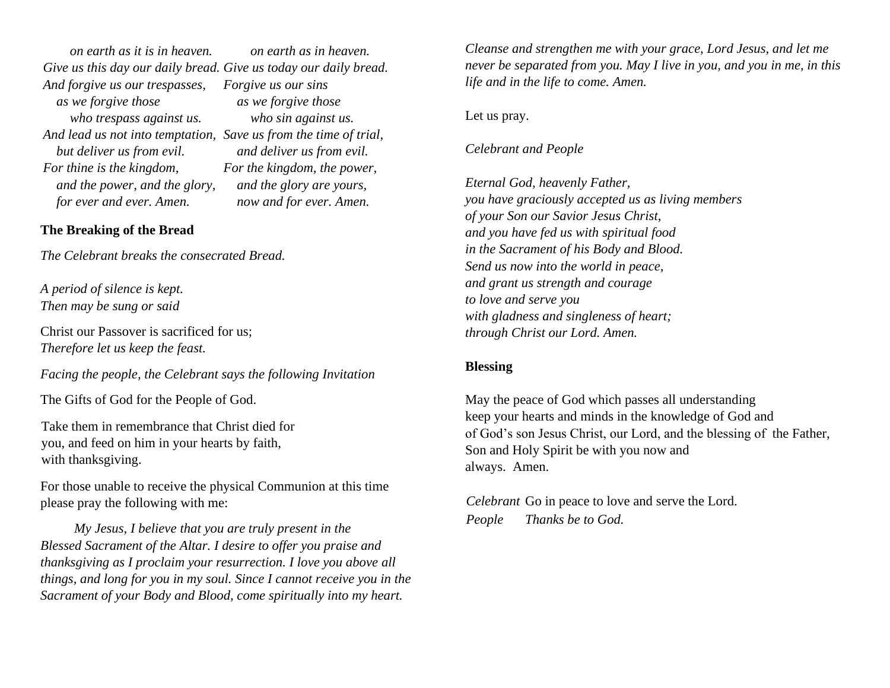| | |
|---|---|
| *on earth as it is in heaven.* | *on earth as in heaven.* |
| *Give us this day our daily bread.* | *Give us today our daily bread.* |
| *And forgive us our trespasses,* | *Forgive us our sins* |
| *as we forgive those* | *as we forgive those* |
| *who trespass against us.* | *who sin against us.* |
| *And lead us not into temptation,* | *Save us from the time of trial,* |
| *but deliver us from evil.* | *and deliver us from evil.* |
| *For thine is the kingdom,* | *For the kingdom, the power,* |
| *and the power, and the glory,* | *and the glory are yours,* |
| *for ever and ever. Amen.* | *now and for ever. Amen.* |

**The Breaking of the Bread**

*The Celebrant breaks the consecrated Bread.*

*A period of silence is kept.*
*Then may be sung or said*

Christ our Passover is sacrificed for us;
*Therefore let us keep the feast.*

*Facing the people, the Celebrant says the following Invitation*

The Gifts of God for the People of God.

Take them in remembrance that Christ died for you, and feed on him in your hearts by faith, with thanksgiving.

For those unable to receive the physical Communion at this time please pray the following with me:

*My Jesus, I believe that you are truly present in the Blessed Sacrament of the Altar. I desire to offer you praise and thanksgiving as I proclaim your resurrection. I love you above all things, and long for you in my soul. Since I cannot receive you in the Sacrament of your Body and Blood, come spiritually into my heart. Cleanse and strengthen me with your grace, Lord Jesus, and let me never be separated from you. May I live in you, and you in me, in this life and in the life to come. Amen.*

Let us pray.

*Celebrant and People*

*Eternal God, heavenly Father,*
*you have graciously accepted us as living members*
*of your Son our Savior Jesus Christ,*
*and you have fed us with spiritual food*
*in the Sacrament of his Body and Blood.*
*Send us now into the world in peace,*
*and grant us strength and courage*
*to love and serve you*
*with gladness and singleness of heart;*
*through Christ our Lord. Amen.*

**Blessing**

May the peace of God which passes all understanding
keep your hearts and minds in the knowledge of God and
of God's son Jesus Christ, our Lord, and the blessing of the Father,
Son and Holy Spirit be with you now and
always. Amen.

*Celebrant* Go in peace to love and serve the Lord.
*People* *Thanks be to God.*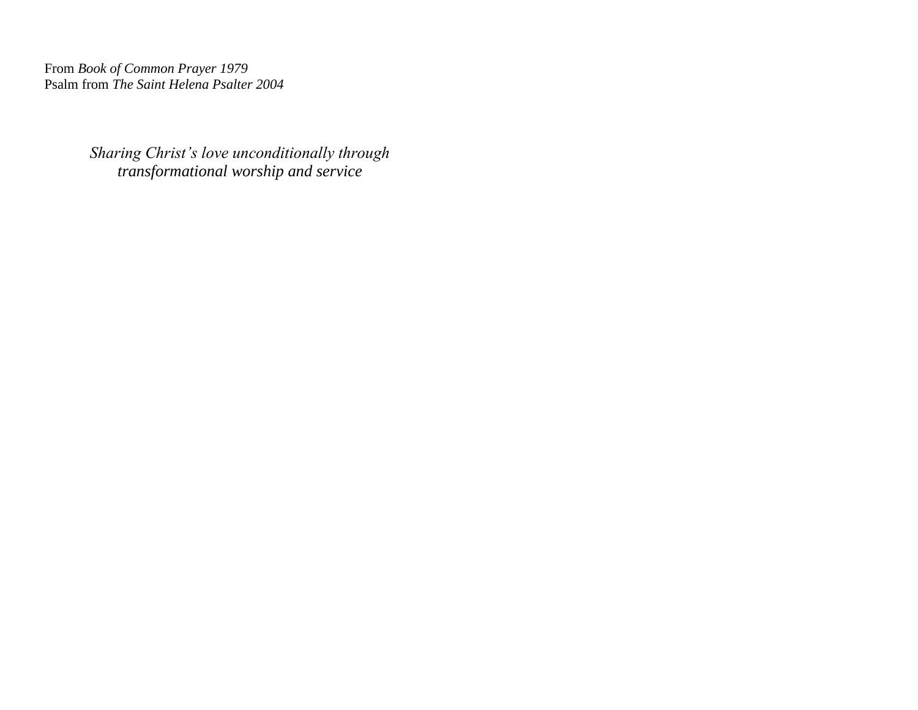From *Book of Common Prayer 1979*
Psalm from *The Saint Helena Psalter 2004*

*Sharing Christ's love unconditionally through transformational worship and service*